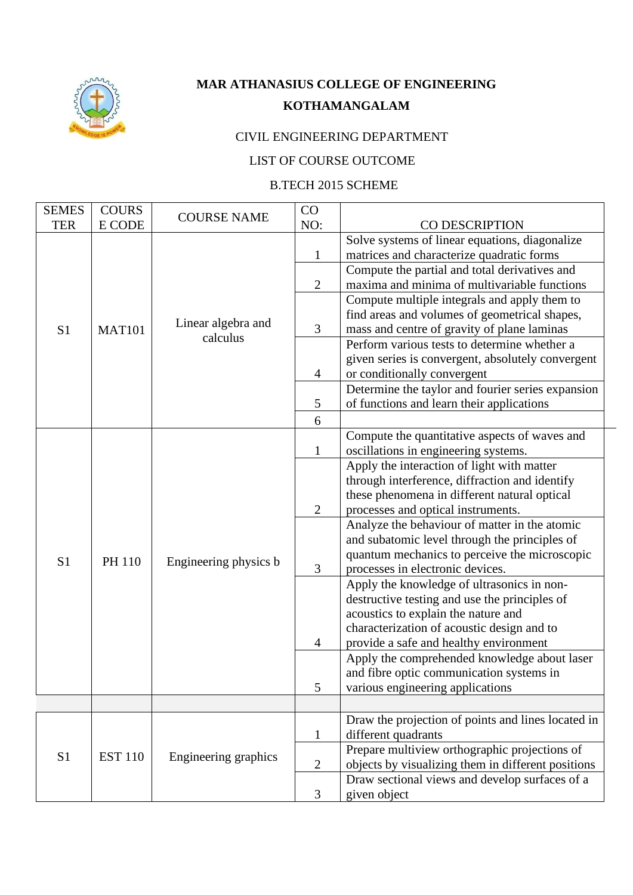**MAR ATHANASIUS COLLEGE OF ENGINEERING**

**KOTHAMANGALAM**

CIVIL ENGINEERING DEPARTMENT

LIST OF COURSE OUTCOME

B.TECH 2015 SCHEME

| SEMESTER | COURSE CODE | COURSE NAME | CO NO: | CO DESCRIPTION |
|---|---|---|---|---|
| S1 | MAT101 | Linear algebra and calculus | 1 | Solve systems of linear equations, diagonalize matrices and characterize quadratic forms |
| | | | 2 | Compute the partial and total derivatives and maxima and minima of multivariable functions |
| | | | 3 | Compute multiple integrals and apply them to find areas and volumes of geometrical shapes, mass and centre of gravity of plane laminas |
| | | | 4 | Perform various tests to determine whether a given series is convergent, absolutely convergent or conditionally convergent |
| | | | 5 | Determine the taylor and fourier series expansion of functions and learn their applications |
| | | | 6 | |
| S1 | PH 110 | Engineering physics b | 1 | Compute the quantitative aspects of waves and oscillations in engineering systems. |
| | | | 2 | Apply the interaction of light with matter through interference, diffraction and identify these phenomena in different natural optical processes and optical instruments. |
| | | | 3 | Analyze the behaviour of matter in the atomic and subatomic level through the principles of quantum mechanics to perceive the microscopic processes in electronic devices. |
| | | | 4 | Apply the knowledge of ultrasonics in non-destructive testing and use the principles of acoustics to explain the nature and characterization of acoustic design and to provide a safe and healthy environment |
| | | | 5 | Apply the comprehended knowledge about laser and fibre optic communication systems in various engineering applications |
| | | | | |
| S1 | EST 110 | Engineering graphics | 1 | Draw the projection of points and lines located in different quadrants |
| | | | 2 | Prepare multiview orthographic projections of objects by visualizing them in different positions |
| | | | 3 | Draw sectional views and develop surfaces of a given object |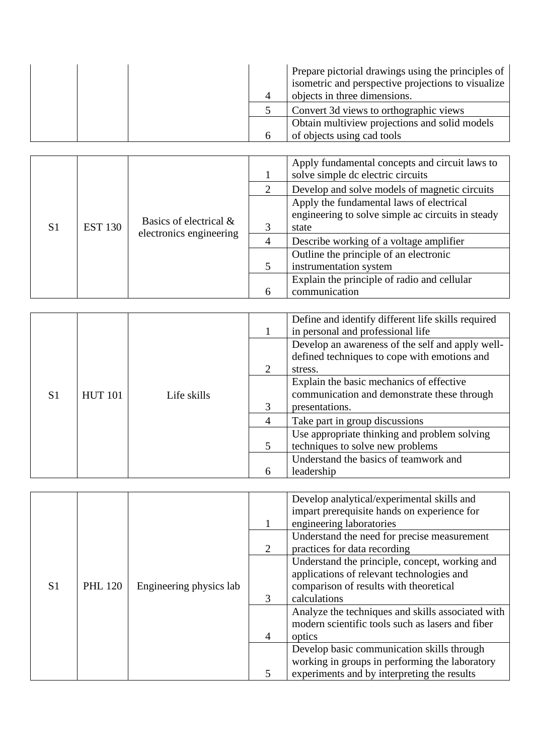| | | | | |
|---|---|---|---|---|
| | | | 4 | Prepare pictorial drawings using the principles of isometric and perspective projections to visualize objects in three dimensions. |
| | | | 5 | Convert 3d views to orthographic views |
| | | | 6 | Obtain multiview projections and solid models of objects using cad tools |

| | | | | |
|---|---|---|---|---|
| S1 | EST 130 | Basics of electrical & electronics engineering | 1 | Apply fundamental concepts and circuit laws to solve simple dc electric circuits |
| | | | 2 | Develop and solve models of magnetic circuits |
| | | | 3 | Apply the fundamental laws of electrical engineering to solve simple ac circuits in steady state |
| | | | 4 | Describe working of a voltage amplifier |
| | | | 5 | Outline the principle of an electronic instrumentation system |
| | | | 6 | Explain the principle of radio and cellular communication |

| | | | | |
|---|---|---|---|---|
| S1 | HUT 101 | Life skills | 1 | Define and identify different life skills required in personal and professional life |
| | | | 2 | Develop an awareness of the self and apply well-defined techniques to cope with emotions and stress. |
| | | | 3 | Explain the basic mechanics of effective communication and demonstrate these through presentations. |
| | | | 4 | Take part in group discussions |
| | | | 5 | Use appropriate thinking and problem solving techniques to solve new problems |
| | | | 6 | Understand the basics of teamwork and leadership |

| | | | | |
|---|---|---|---|---|
| S1 | PHL 120 | Engineering physics lab | 1 | Develop analytical/experimental skills and impart prerequisite hands on experience for engineering laboratories |
| | | | 2 | Understand the need for precise measurement practices for data recording |
| | | | 3 | Understand the principle, concept, working and applications of relevant technologies and comparison of results with theoretical calculations |
| | | | 4 | Analyze the techniques and skills associated with modern scientific tools such as lasers and fiber optics |
| | | | 5 | Develop basic communication skills through working in groups in performing the laboratory experiments and by interpreting the results |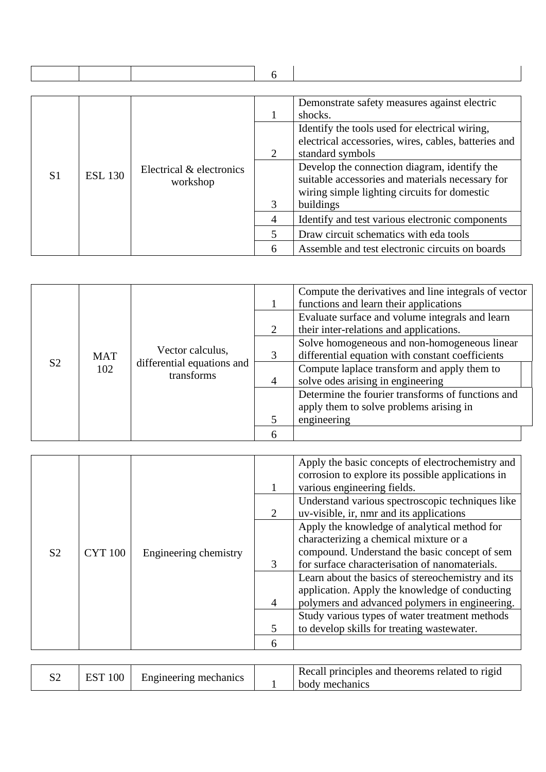| | | | 6 | |
|---|---|---|---|---|

| | | | | |
|---|---|---|---|---|
| S1 | ESL 130 | Electrical & electronics workshop | 1 | Demonstrate safety measures against electric shocks. |
| | | | 2 | Identify the tools used for electrical wiring, electrical accessories, wires, cables, batteries and standard symbols |
| | | | 3 | Develop the connection diagram, identify the suitable accessories and materials necessary for wiring simple lighting circuits for domestic buildings |
| | | | 4 | Identify and test various electronic components |
| | | | 5 | Draw circuit schematics with eda tools |
| | | | 6 | Assemble and test electronic circuits on boards |

| | | | | |
|---|---|---|---|---|
| S2 | MAT 102 | Vector calculus, differential equations and transforms | 1 | Compute the derivatives and line integrals of vector functions and learn their applications |
| | | | 2 | Evaluate surface and volume integrals and learn their inter-relations and applications. |
| | | | 3 | Solve homogeneous and non-homogeneous linear differential equation with constant coefficients |
| | | | 4 | Compute laplace transform and apply them to solve odes arising in engineering |
| | | | 5 | Determine the fourier transforms of functions and apply them to solve problems arising in engineering |
| | | | 6 | |

| | | | | |
|---|---|---|---|---|
| S2 | CYT 100 | Engineering chemistry | 1 | Apply the basic concepts of electrochemistry and corrosion to explore its possible applications in various engineering fields. |
| | | | 2 | Understand various spectroscopic techniques like uv-visible, ir, nmr and its applications |
| | | | 3 | Apply the knowledge of analytical method for characterizing a chemical mixture or a compound. Understand the basic concept of sem for surface characterisation of nanomaterials. |
| | | | 4 | Learn about the basics of stereochemistry and its application. Apply the knowledge of conducting polymers and advanced polymers in engineering. |
| | | | 5 | Study various types of water treatment methods to develop skills for treating wastewater. |
| | | | 6 | |

| | | | | |
|---|---|---|---|---|
| S2 | EST 100 | Engineering mechanics | 1 | Recall principles and theorems related to rigid body mechanics |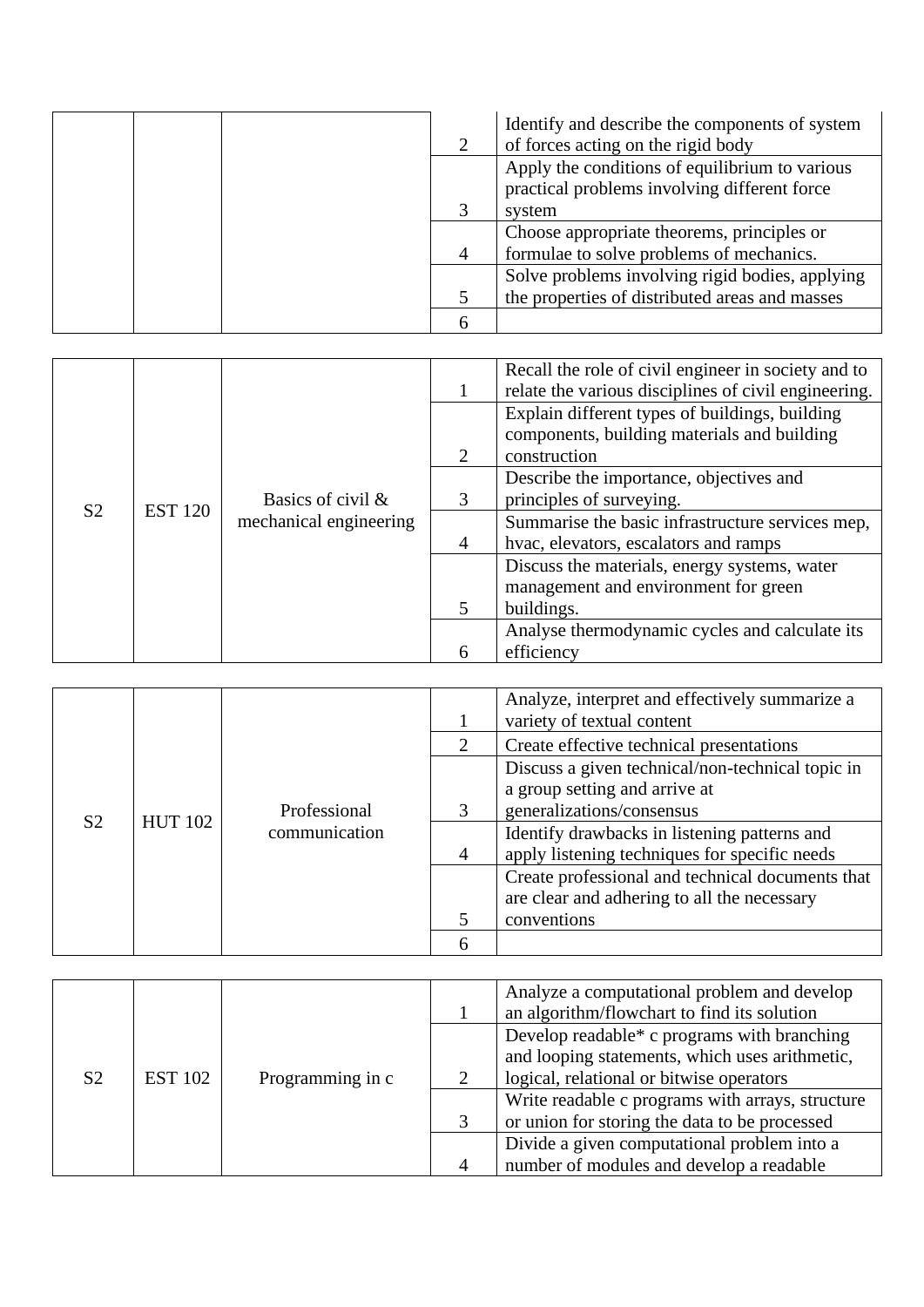| | | | | |
|---|---|---|---|---|
| | | | 2 | Identify and describe the components of system of forces acting on the rigid body |
| | | | 3 | Apply the conditions of equilibrium to various practical problems involving different force system |
| | | | 4 | Choose appropriate theorems, principles or formulae to solve problems of mechanics. |
| | | | 5 | Solve problems involving rigid bodies, applying the properties of distributed areas and masses |
| | | | 6 | |

| | | | | |
|---|---|---|---|---|
| S2 | EST 120 | Basics of civil & mechanical engineering | 1 | Recall the role of civil engineer in society and to relate the various disciplines of civil engineering. |
| | | | 2 | Explain different types of buildings, building components, building materials and building construction |
| | | | 3 | Describe the importance, objectives and principles of surveying. |
| | | | 4 | Summarise the basic infrastructure services mep, hvac, elevators, escalators and ramps |
| | | | 5 | Discuss the materials, energy systems, water management and environment for green buildings. |
| | | | 6 | Analyse thermodynamic cycles and calculate its efficiency |

| | | | | |
|---|---|---|---|---|
| S2 | HUT 102 | Professional communication | 1 | Analyze, interpret and effectively summarize a variety of textual content |
| | | | 2 | Create effective technical presentations |
| | | | 3 | Discuss a given technical/non-technical topic in a group setting and arrive at generalizations/consensus |
| | | | 4 | Identify drawbacks in listening patterns and apply listening techniques for specific needs |
| | | | 5 | Create professional and technical documents that are clear and adhering to all the necessary conventions |
| | | | 6 | |

| | | | | |
|---|---|---|---|---|
| S2 | EST 102 | Programming in c | 1 | Analyze a computational problem and develop an algorithm/flowchart to find its solution |
| | | | 2 | Develop readable* c programs with branching and looping statements, which uses arithmetic, logical, relational or bitwise operators |
| | | | 3 | Write readable c programs with arrays, structure or union for storing the data to be processed |
| | | | 4 | Divide a given computational problem into a number of modules and develop a readable |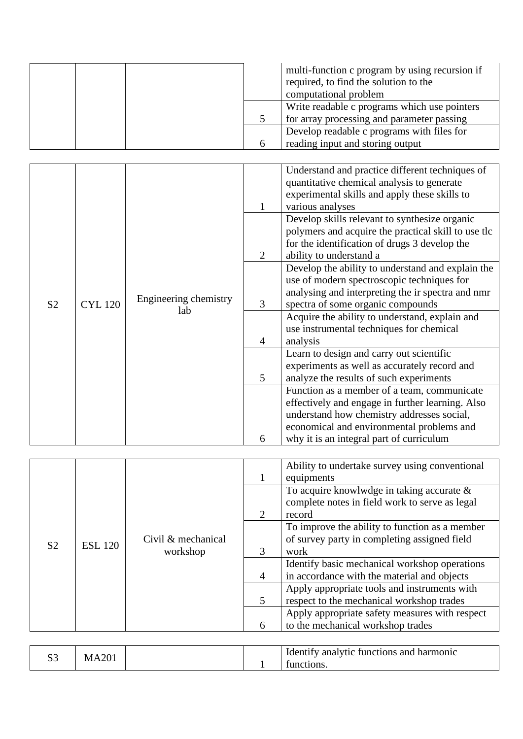| | | | | multi-function c program by using recursion if required, to find the solution to the computational problem |
|---|---|---|---|---|
| | | | 5 | Write readable c programs which use pointers for array processing and parameter passing |
| | | | 6 | Develop readable c programs with files for reading input and storing output |

| | | | | |
|---|---|---|---|---|
| S2 | CYL 120 | Engineering chemistry lab | 1 | Understand and practice different techniques of quantitative chemical analysis to generate experimental skills and apply these skills to various analyses |
| | | | 2 | Develop skills relevant to synthesize organic polymers and acquire the practical skill to use tlc for the identification of drugs 3 develop the ability to understand a |
| | | | 3 | Develop the ability to understand and explain the use of modern spectroscopic techniques for analysing and interpreting the ir spectra and nmr spectra of some organic compounds |
| | | | 4 | Acquire the ability to understand, explain and use instrumental techniques for chemical analysis |
| | | | 5 | Learn to design and carry out scientific experiments as well as accurately record and analyze the results of such experiments |
| | | | 6 | Function as a member of a team, communicate effectively and engage in further learning. Also understand how chemistry addresses social, economical and environmental problems and why it is an integral part of curriculum |

| | | | | |
|---|---|---|---|---|
| S2 | ESL 120 | Civil & mechanical workshop | 1 | Ability to undertake survey using conventional equipments |
| | | | 2 | To acquire knowlwdge in taking accurate & complete notes in field work to serve as legal record |
| | | | 3 | To improve the ability to function as a member of survey party in completing assigned field work |
| | | | 4 | Identify basic mechanical workshop operations in accordance with the material and objects |
| | | | 5 | Apply appropriate tools and instruments with respect to the mechanical workshop trades |
| | | | 6 | Apply appropriate safety measures with respect to the mechanical workshop trades |

| | | | | |
|---|---|---|---|---|
| S3 | MA201 | | 1 | Identify analytic functions and harmonic functions. |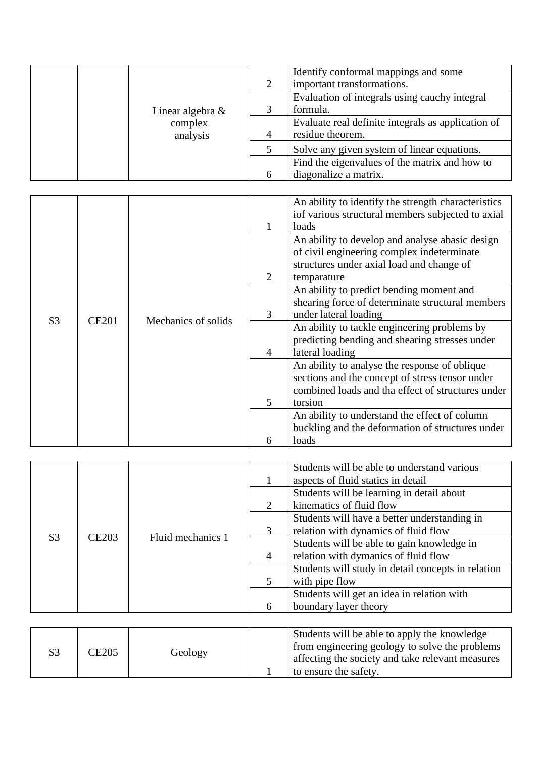| | | | | |
|---|---|---|---|---|
| | | Linear algebra & complex analysis | 2 | Identify conformal mappings and some important transformations. |
| | | | 3 | Evaluation of integrals using cauchy integral formula. |
| | | | 4 | Evaluate real definite integrals as application of residue theorem. |
| | | | 5 | Solve any given system of linear equations. |
| | | | 6 | Find the eigenvalues of the matrix and how to diagonalize a matrix. |

| | | | | |
|---|---|---|---|---|
| S3 | CE201 | Mechanics of solids | 1 | An ability to identify the strength characteristics iof various structural members subjected to axial loads |
| | | | 2 | An ability to develop and analyse abasic design of civil engineering complex indeterminate structures under axial load and change of temparature |
| | | | 3 | An ability to predict bending moment and shearing force of determinate structural members under lateral loading |
| | | | 4 | An ability to tackle engineering problems by predicting bending and shearing stresses under lateral loading |
| | | | 5 | An ability to analyse the response of oblique sections and the concept of stress tensor under combined loads and tha effect of structures under torsion |
| | | | 6 | An ability to understand the effect of column buckling and the deformation of structures under loads |

| | | | | |
|---|---|---|---|---|
| S3 | CE203 | Fluid mechanics 1 | 1 | Students will be able to understand various aspects of fluid statics in detail |
| | | | 2 | Students will be learning in detail about kinematics of fluid flow |
| | | | 3 | Students will have a better understanding in relation with dynamics of fluid flow |
| | | | 4 | Students will be able to gain knowledge in relation with dymanics of fluid flow |
| | | | 5 | Students will study in detail concepts in relation with pipe flow |
| | | | 6 | Students will get an idea in relation with boundary layer theory |

| | | | | |
|---|---|---|---|---|
| S3 | CE205 | Geology | 1 | Students will be able to apply the knowledge from engineering geology to solve the problems affecting the society and take relevant measures to ensure the safety. |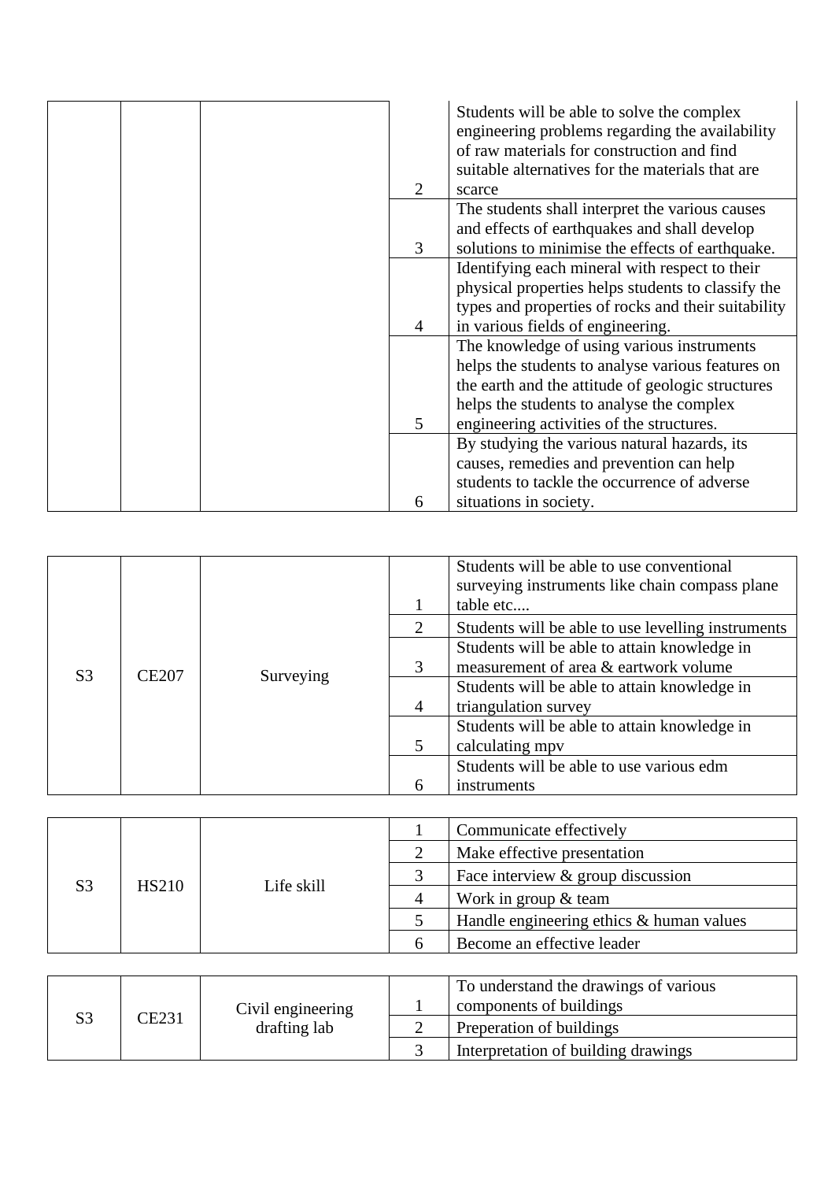| | | | | |
|---|---|---|---|---|
| | | | 2 | Students will be able to solve the complex engineering problems regarding the availability of raw materials for construction and find suitable alternatives for the materials that are scarce |
| | | | 3 | The students shall interpret the various causes and effects of earthquakes and shall develop solutions to minimise the effects of earthquake. |
| | | | 4 | Identifying each mineral with respect to their physical properties helps students to classify the types and properties of rocks and their suitability in various fields of engineering. |
| | | | 5 | The knowledge of using various instruments helps the students to analyse various features on the earth and the attitude of geologic structures helps the students to analyse the complex engineering activities of the structures. |
| | | | 6 | By studying the various natural hazards, its causes, remedies and prevention can help students to tackle the occurrence of adverse situations in society. |

| | | | | |
|---|---|---|---|---|
| S3 | CE207 | Surveying | 1 | Students will be able to use conventional surveying instruments like chain compass plane table etc.... |
| | | | 2 | Students will be able to use levelling instruments |
| | | | 3 | Students will be able to attain knowledge in measurement of area & eartwork volume |
| | | | 4 | Students will be able to attain knowledge in triangulation survey |
| | | | 5 | Students will be able to attain knowledge in calculating mpv |
| | | | 6 | Students will be able to use various edm instruments |

| | | | | |
|---|---|---|---|---|
| S3 | HS210 | Life skill | 1 | Communicate effectively |
| | | | 2 | Make effective presentation |
| | | | 3 | Face interview & group discussion |
| | | | 4 | Work in group & team |
| | | | 5 | Handle engineering ethics & human values |
| | | | 6 | Become an effective leader |

| | | | | |
|---|---|---|---|---|
| S3 | CE231 | Civil engineering drafting lab | 1 | To understand the drawings of various components of buildings |
| | | | 2 | Preperation of buildings |
| | | | 3 | Interpretation of building drawings |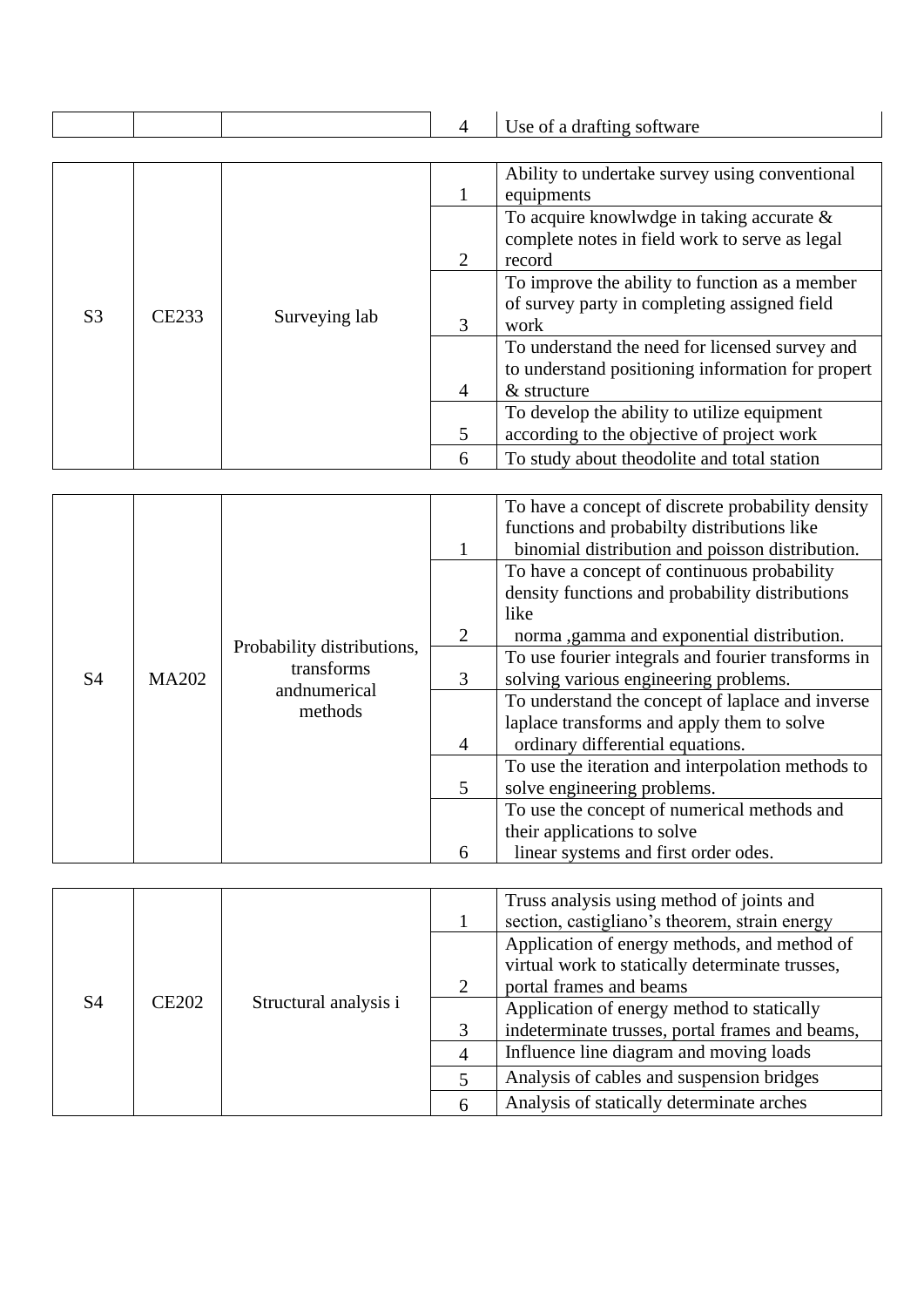| | | | 4 | Use of a drafting software |
|---|---|---|---|---|

| | | | | |
|---|---|---|---|---|
| S3 | CE233 | Surveying lab | 1 | Ability to undertake survey using conventional equipments |
| | | | 2 | To acquire knowlwdge in taking accurate & complete notes in field work to serve as legal record |
| | | | 3 | To improve the ability to function as a member of survey party in completing assigned field work |
| | | | 4 | To understand the need for licensed survey and to understand positioning information for propert & structure |
| | | | 5 | To develop the ability to utilize equipment according to the objective of project work |
| | | | 6 | To study about theodolite and total station |

| | | | | |
|---|---|---|---|---|
| S4 | MA202 | Probability distributions, transforms andnumerical methods | 1 | To have a concept of discrete probability density functions and probabilty distributions like binomial distribution and poisson distribution. |
| | | | 2 | To have a concept of continuous probability density functions and probability distributions like norma ,gamma and exponential distribution. |
| | | | 3 | To use fourier integrals and fourier transforms in solving various engineering problems. |
| | | | 4 | To understand the concept of laplace and inverse laplace transforms and apply them to solve ordinary differential equations. |
| | | | 5 | To use the iteration and interpolation methods to solve engineering problems. |
| | | | 6 | To use the concept of numerical methods and their applications to solve linear systems and first order odes. |

| | | | | |
|---|---|---|---|---|
| S4 | CE202 | Structural analysis i | 1 | Truss analysis using method of joints and section, castigliano's theorem, strain energy |
| | | | 2 | Application of energy methods, and method of virtual work to statically determinate trusses, portal frames and beams |
| | | | 3 | Application of energy method to statically indeterminate trusses, portal frames and beams, |
| | | | 4 | Influence line diagram and moving loads |
| | | | 5 | Analysis of cables and suspension bridges |
| | | | 6 | Analysis of statically determinate arches |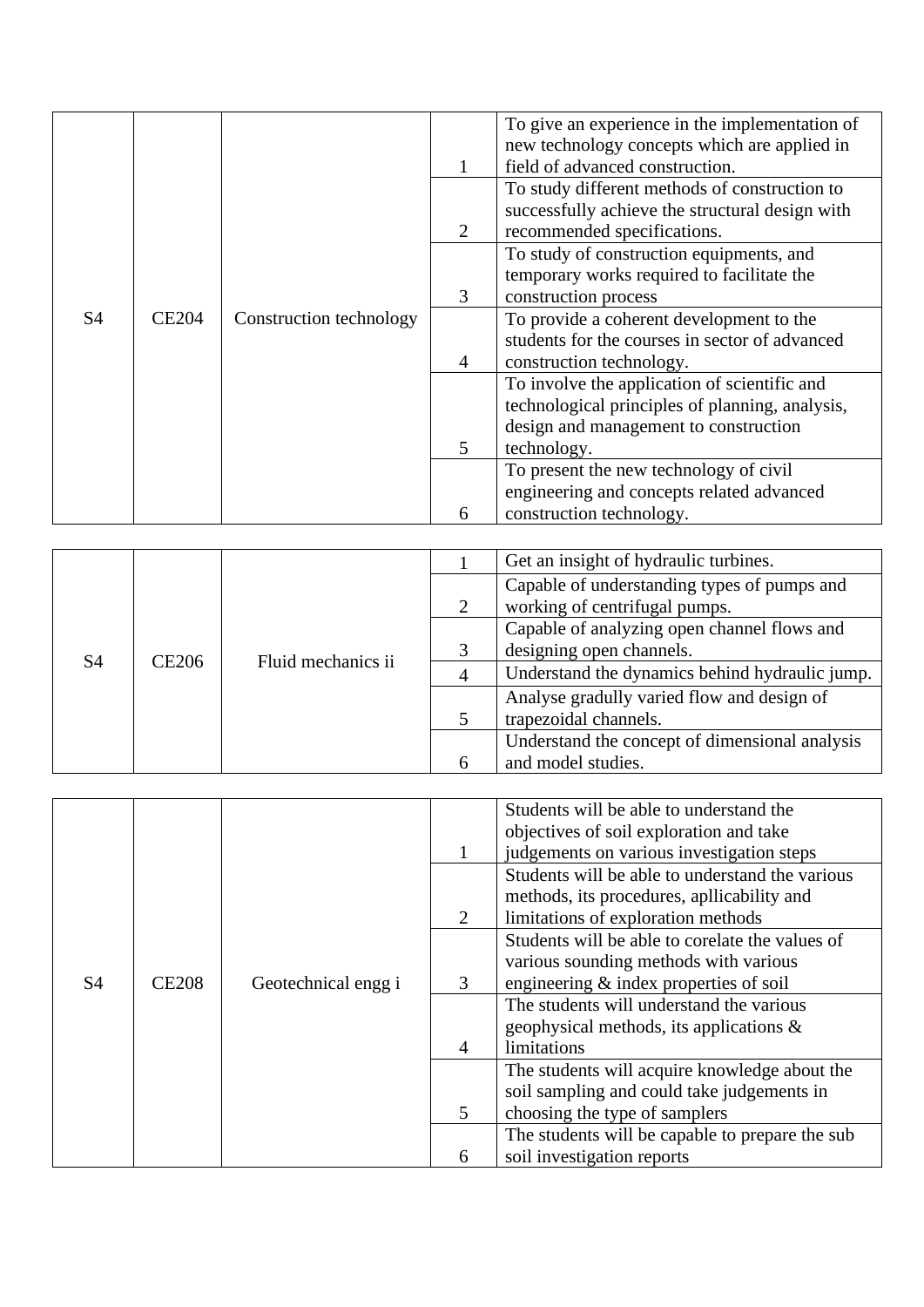| S4 | CE204 | Construction technology | 1 | To give an experience in the implementation of new technology concepts which are applied in field of advanced construction. |
|---|---|---|---|---|
| | | | 2 | To study different methods of construction to successfully achieve the structural design with recommended specifications. |
| | | | 3 | To study of construction equipments, and temporary works required to facilitate the construction process |
| | | | 4 | To provide a coherent development to the students for the courses in sector of advanced construction technology. |
| | | | 5 | To involve the application of scientific and technological principles of planning, analysis, design and management to construction technology. |
| | | | 6 | To present the new technology of civil engineering and concepts related advanced construction technology. |

| S4 | CE206 | Fluid mechanics ii | 1 | Get an insight of hydraulic turbines. |
|---|---|---|---|---|
| | | | 2 | Capable of understanding types of pumps and working of centrifugal pumps. |
| | | | 3 | Capable of analyzing open channel flows and designing open channels. |
| | | | 4 | Understand the dynamics behind hydraulic jump. |
| | | | 5 | Analyse gradully varied flow and design of trapezoidal channels. |
| | | | 6 | Understand the concept of dimensional analysis and model studies. |

| S4 | CE208 | Geotechnical engg i | 1 | Students will be able to understand the objectives of soil exploration and take judgements on various investigation steps |
|---|---|---|---|---|
| | | | 2 | Students will be able to understand the various methods, its procedures, apllicability and limitations of exploration methods |
| | | | 3 | Students will be able to corelate the values of various sounding methods with various engineering & index properties of soil |
| | | | 4 | The students will understand the various geophysical methods, its applications & limitations |
| | | | 5 | The students will acquire knowledge about the soil sampling and could take judgements in choosing the type of samplers |
| | | | 6 | The students will be capable to prepare the sub soil investigation reports |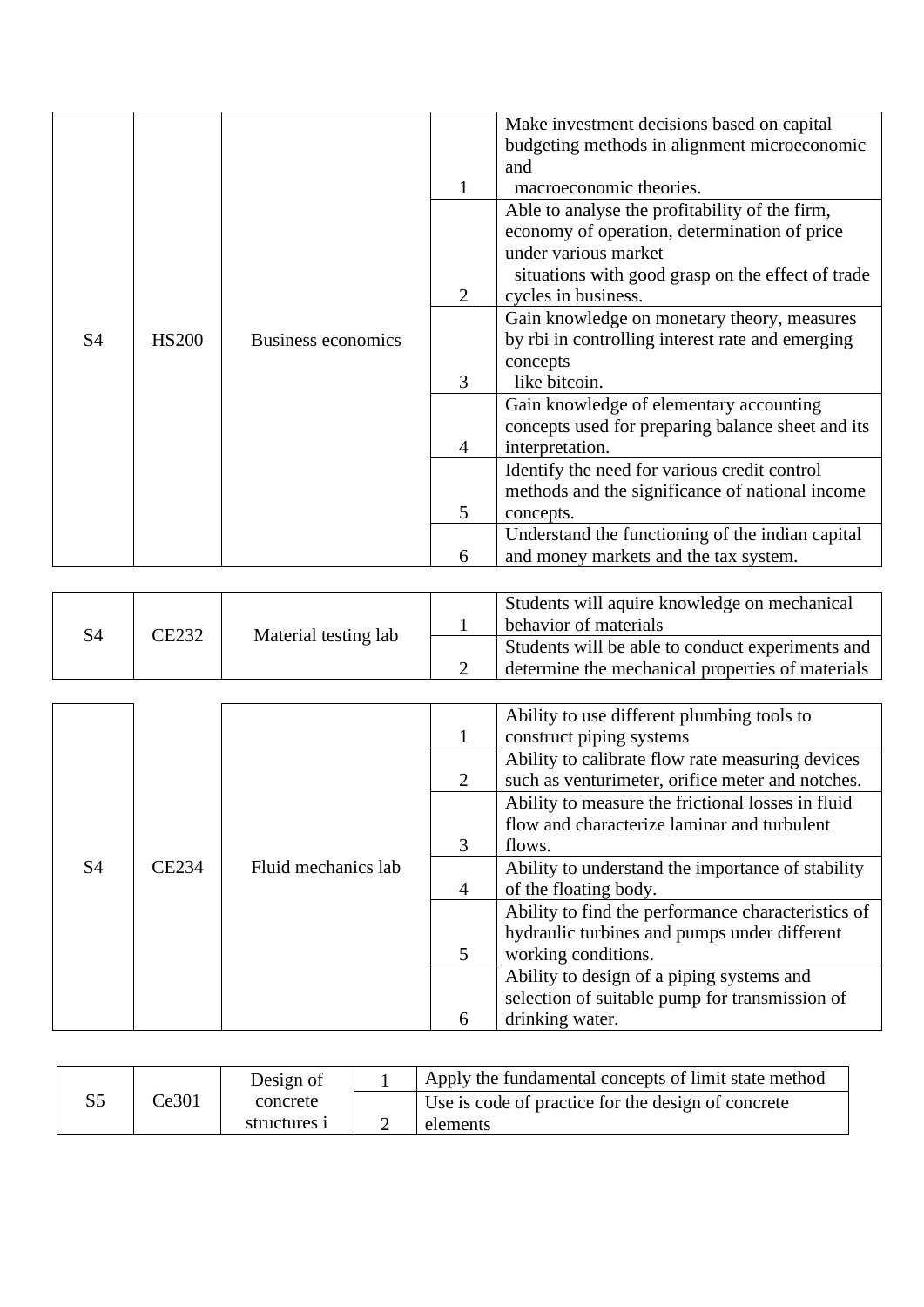| | | | | |
|---|---|---|---|---|
| S4 | HS200 | Business economics | 1 | Make investment decisions based on capital budgeting methods in alignment microeconomic and macroeconomic theories. |
| | | | 2 | Able to analyse the profitability of the firm, economy of operation, determination of price under various market situations with good grasp on the effect of trade cycles in business. |
| | | | 3 | Gain knowledge on monetary theory, measures by rbi in controlling interest rate and emerging concepts like bitcoin. |
| | | | 4 | Gain knowledge of elementary accounting concepts used for preparing balance sheet and its interpretation. |
| | | | 5 | Identify the need for various credit control methods and the significance of national income concepts. |
| | | | 6 | Understand the functioning of the indian capital and money markets and the tax system. |

| | | | | |
|---|---|---|---|---|
| S4 | CE232 | Material testing lab | 1 | Students will aquire knowledge on mechanical behavior of materials |
| | | | 2 | Students will be able to conduct experiments and determine the mechanical properties of materials |

| | | | | |
|---|---|---|---|---|
| S4 | CE234 | Fluid mechanics lab | 1 | Ability to use different plumbing tools to construct piping systems |
| | | | 2 | Ability to calibrate flow rate measuring devices such as venturimeter, orifice meter and notches. |
| | | | 3 | Ability to measure the frictional losses in fluid flow and characterize laminar and turbulent flows. |
| | | | 4 | Ability to understand the importance of stability of the floating body. |
| | | | 5 | Ability to find the performance characteristics of hydraulic turbines and pumps under different working conditions. |
| | | | 6 | Ability to design of a piping systems and selection of suitable pump for transmission of drinking water. |

| | | | | |
|---|---|---|---|---|
| S5 | Ce301 | Design of concrete structures i | 1 | Apply the fundamental concepts of limit state method |
| | | | 2 | Use is code of practice for the design of concrete elements |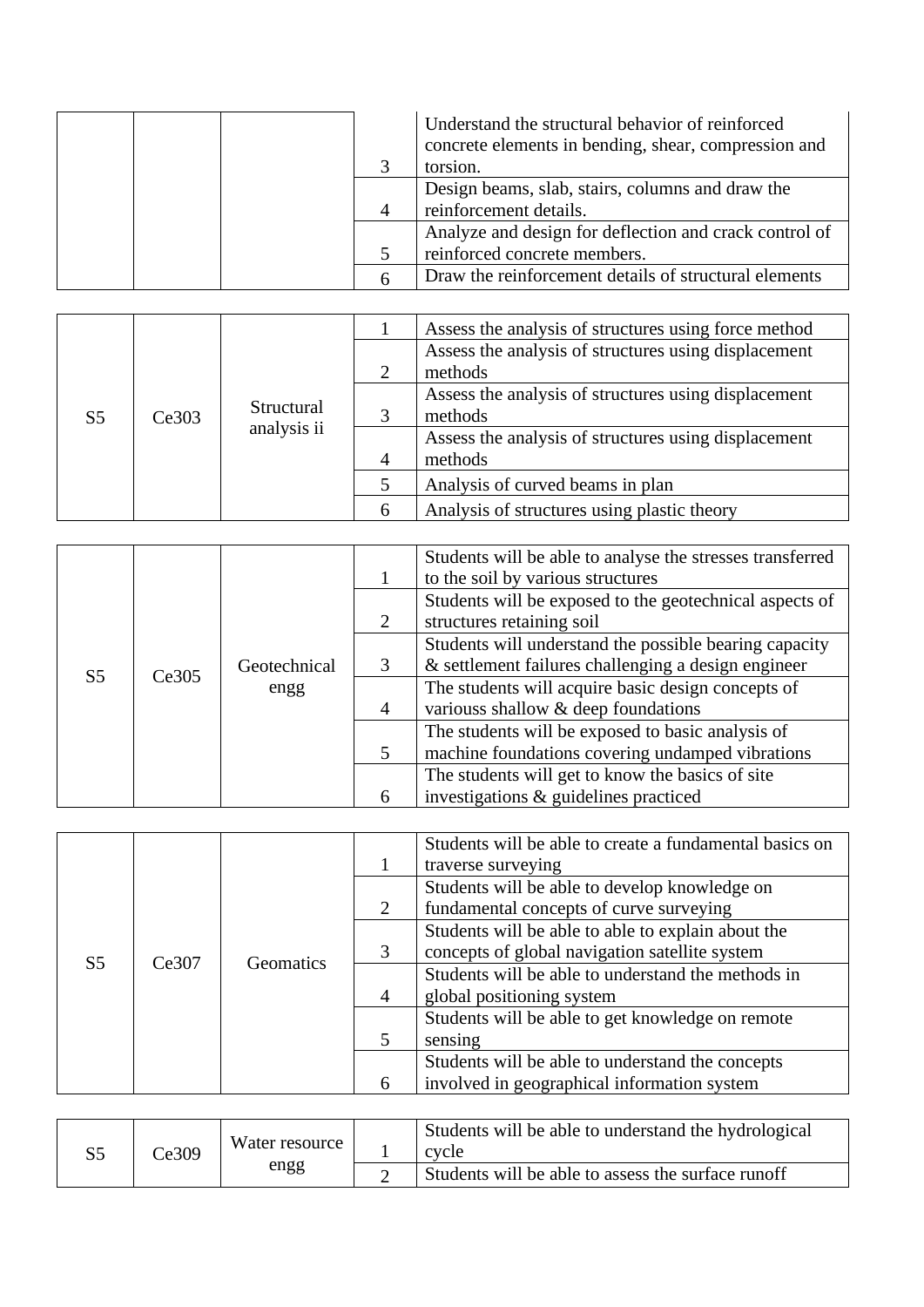| | | | | |
|---|---|---|---|---|
| | | | 3 | Understand the structural behavior of reinforced concrete elements in bending, shear, compression and torsion. |
| | | | 4 | Design beams, slab, stairs, columns and draw the reinforcement details. |
| | | | 5 | Analyze and design for deflection and crack control of reinforced concrete members. |
| | | | 6 | Draw the reinforcement details of structural elements |

| | | | | |
|---|---|---|---|---|
| S5 | Ce303 | Structural analysis ii | 1 | Assess the analysis of structures using force method |
| | | | 2 | Assess the analysis of structures using displacement methods |
| | | | 3 | Assess the analysis of structures using displacement methods |
| | | | 4 | Assess the analysis of structures using displacement methods |
| | | | 5 | Analysis of curved beams in plan |
| | | | 6 | Analysis of structures using plastic theory |

| | | | | |
|---|---|---|---|---|
| S5 | Ce305 | Geotechnical engg | 1 | Students will be able to analyse the stresses transferred to the soil by various structures |
| | | | 2 | Students will be exposed to the geotechnical aspects of structures retaining soil |
| | | | 3 | Students will understand the possible bearing capacity & settlement failures challenging a design engineer |
| | | | 4 | The students will acquire basic design concepts of variouss shallow & deep foundations |
| | | | 5 | The students will be exposed to basic analysis of machine foundations covering undamped vibrations |
| | | | 6 | The students will get to know the basics of site investigations & guidelines practiced |

| | | | | |
|---|---|---|---|---|
| S5 | Ce307 | Geomatics | 1 | Students will be able to create a fundamental basics on traverse surveying |
| | | | 2 | Students will be able to develop knowledge on fundamental concepts of curve surveying |
| | | | 3 | Students will be able to able to explain about the concepts of global navigation satellite system |
| | | | 4 | Students will be able to understand the methods in global positioning system |
| | | | 5 | Students will be able to get knowledge on remote sensing |
| | | | 6 | Students will be able to understand the concepts involved in geographical information system |

| | | | | |
|---|---|---|---|---|
| S5 | Ce309 | Water resource engg | 1 | Students will be able to understand the hydrological cycle |
| | | | 2 | Students will be able to assess the surface runoff |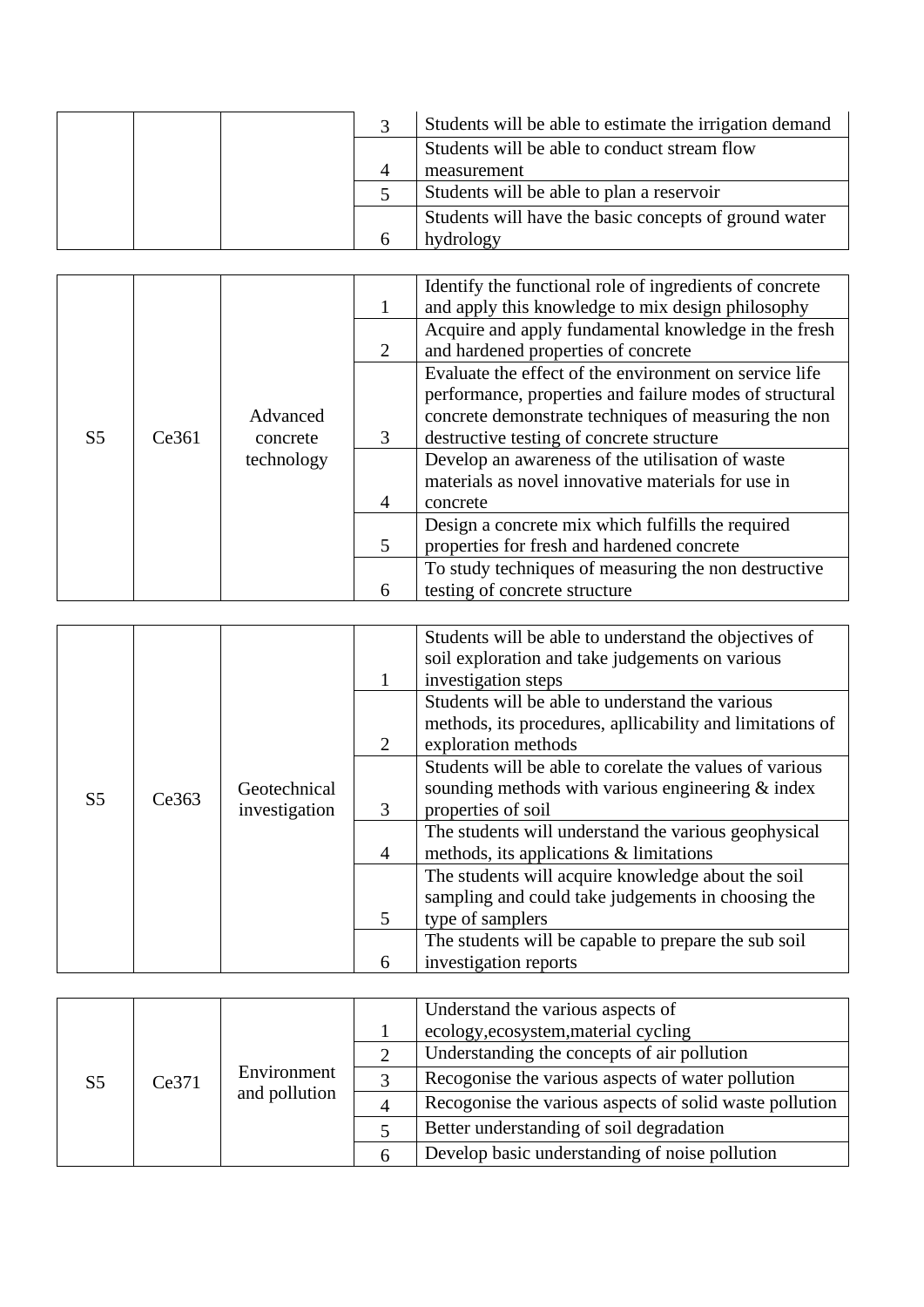| | | | 3 | Students will be able to estimate the irrigation demand |
|---|---|---|---|---|
| | | | 4 | Students will be able to conduct stream flow measurement |
| | | | 5 | Students will be able to plan a reservoir |
| | | | 6 | Students will have the basic concepts of ground water hydrology |

| S5 | Ce361 | Advanced concrete technology | 1 | Identify the functional role of ingredients of concrete and apply this knowledge to mix design philosophy |
|---|---|---|---|---|
| | | | 2 | Acquire and apply fundamental knowledge in the fresh and hardened properties of concrete |
| | | | 3 | Evaluate the effect of the environment on service life performance, properties and failure modes of structural concrete demonstrate techniques of measuring the non destructive testing of concrete structure |
| | | | 4 | Develop an awareness of the utilisation of waste materials as novel innovative materials for use in concrete |
| | | | 5 | Design a concrete mix which fulfills the required properties for fresh and hardened concrete |
| | | | 6 | To study techniques of measuring the non destructive testing of concrete structure |

| S5 | Ce363 | Geotechnical investigation | 1 | Students will be able to understand the objectives of soil exploration and take judgements on various investigation steps |
|---|---|---|---|---|
| | | | 2 | Students will be able to understand the various methods, its procedures, apllicability and limitations of exploration methods |
| | | | 3 | Students will be able to corelate the values of various sounding methods with various engineering & index properties of soil |
| | | | 4 | The students will understand the various geophysical methods, its applications & limitations |
| | | | 5 | The students will acquire knowledge about the soil sampling and could take judgements in choosing the type of samplers |
| | | | 6 | The students will be capable to prepare the sub soil investigation reports |

| S5 | Ce371 | Environment and pollution | 1 | Understand the various aspects of ecology,ecosystem,material cycling |
|---|---|---|---|---|
| | | | 2 | Understanding the concepts of air pollution |
| | | | 3 | Recogonise the various aspects of water pollution |
| | | | 4 | Recogonise the various aspects of solid waste pollution |
| | | | 5 | Better understanding of soil degradation |
| | | | 6 | Develop basic understanding of noise pollution |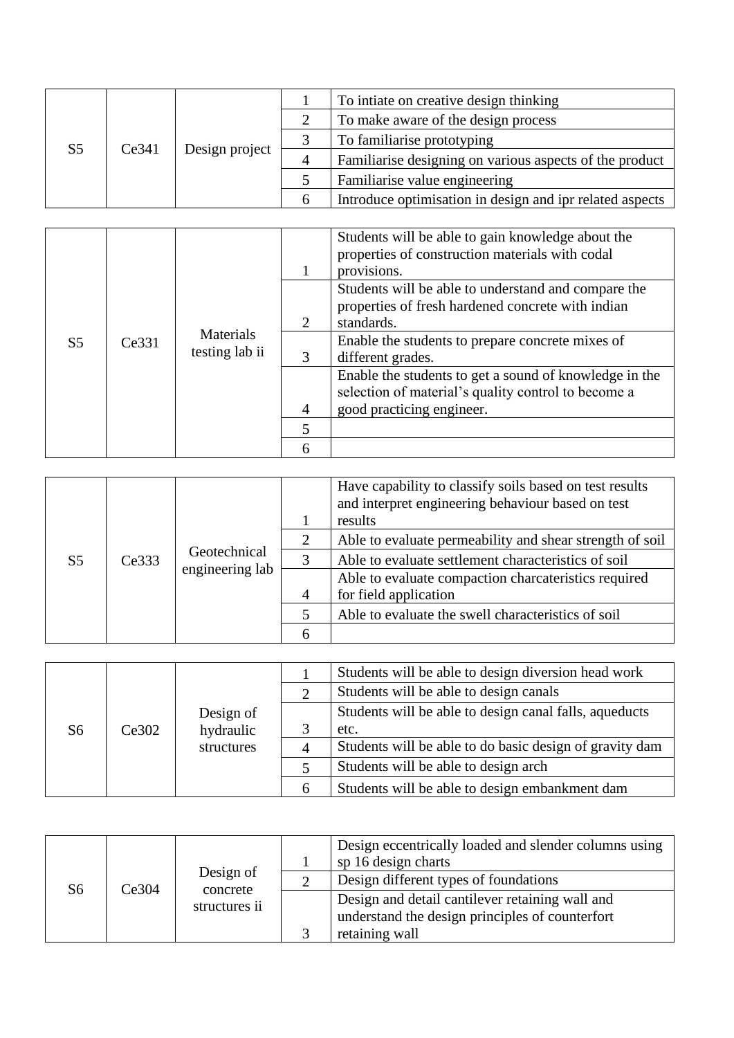| | | | | |
|---|---|---|---|---|
| S5 | Ce341 | Design project | 1 | To intiate on creative design thinking |
| | | | 2 | To make aware of the design process |
| | | | 3 | To familiarise prototyping |
| | | | 4 | Familiarise designing on various aspects of the product |
| | | | 5 | Familiarise value engineering |
| | | | 6 | Introduce optimisation in design and ipr related aspects |

| | | | | |
|---|---|---|---|---|
| S5 | Ce331 | Materials testing lab ii | 1 | Students will be able to gain knowledge about the properties of construction materials with codal provisions. |
| | | | 2 | Students will be able to understand and compare the properties of fresh hardened concrete with indian standards. |
| | | | 3 | Enable the students to prepare concrete mixes of different grades. |
| | | | 4 | Enable the students to get a sound of knowledge in the selection of material's quality control to become a good practicing engineer. |
| | | | 5 | |
| | | | 6 | |

| | | | | |
|---|---|---|---|---|
| S5 | Ce333 | Geotechnical engineering lab | 1 | Have capability to classify soils based on test results and interpret engineering behaviour based on test results |
| | | | 2 | Able to evaluate permeability and shear strength of soil |
| | | | 3 | Able to evaluate settlement characteristics of soil |
| | | | 4 | Able to evaluate compaction charcateristics required for field application |
| | | | 5 | Able to evaluate the swell characteristics of soil |
| | | | 6 | |

| | | | | |
|---|---|---|---|---|
| S6 | Ce302 | Design of hydraulic structures | 1 | Students will be able to design diversion head work |
| | | | 2 | Students will be able to design canals |
| | | | 3 | Students will be able to design canal falls, aqueducts etc. |
| | | | 4 | Students will be able to do basic design of gravity dam |
| | | | 5 | Students will be able to design arch |
| | | | 6 | Students will be able to design embankment dam |

| | | | | |
|---|---|---|---|---|
| S6 | Ce304 | Design of concrete structures ii | 1 | Design eccentrically loaded and slender columns using sp 16 design charts |
| | | | 2 | Design different types of foundations |
| | | | 3 | Design and detail cantilever retaining wall and understand the design principles of counterfort retaining wall |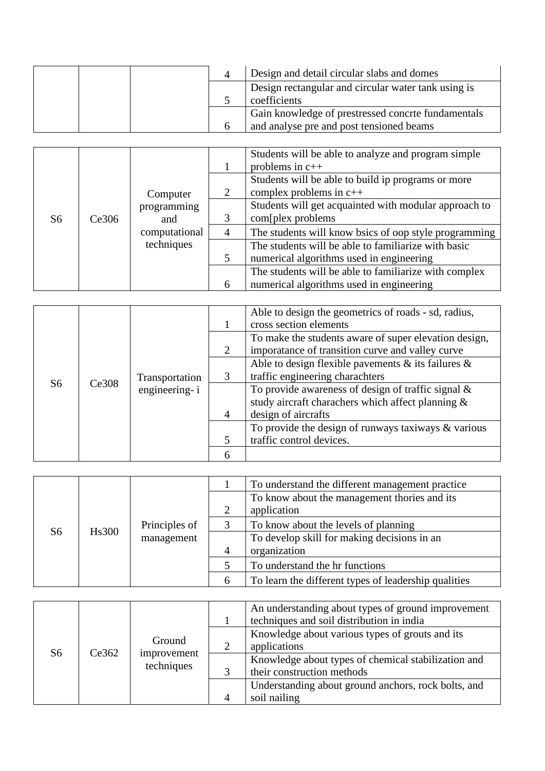| | | | | |
|---|---|---|---|---|
| | | | 4 | Design and detail circular slabs and domes |
| | | | 5 | Design rectangular and circular water tank using is coefficients |
| | | | 6 | Gain knowledge of prestressed concrte fundamentals and analyse pre and post tensioned beams |

| | | | | |
|---|---|---|---|---|
| S6 | Ce306 | Computer programming and computational techniques | 1 | Students will be able to analyze and program simple problems in c++ |
| | | | 2 | Students will be able to build ip programs or more complex problems in c++ |
| | | | 3 | Students will get acquainted with modular approach to com[plex problems |
| | | | 4 | The students will know bsics of oop style programming |
| | | | 5 | The students will be able to familiarize with basic numerical algorithms used in engineering |
| | | | 6 | The students will be able to familiarize with complex numerical algorithms used in engineering |

| | | | | |
|---|---|---|---|---|
| S6 | Ce308 | Transportation engineering- i | 1 | Able to design the geometrics of roads - sd, radius, cross section elements |
| | | | 2 | To make the students aware of super elevation design, imporatance of transition curve and valley curve |
| | | | 3 | Able to design flexible pavements & its failures & traffic engineering charachters |
| | | | 4 | To provide awareness of design of traffic signal & study aircraft characher which affect planning & design of aircrafts |
| | | | 5 | To provide the design of runways taxiways & various traffic control devices. |
| | | | 6 | |

| | | | | |
|---|---|---|---|---|
| S6 | Hs300 | Principles of management | 1 | To understand the different management practice |
| | | | 2 | To know about the management thories and its application |
| | | | 3 | To know about the levels of planning |
| | | | 4 | To develop skill for making decisions in an organization |
| | | | 5 | To understand the hr functions |
| | | | 6 | To learn the different types of leadership qualities |

| | | | | |
|---|---|---|---|---|
| S6 | Ce362 | Ground improvement techniques | 1 | An understanding about types of ground improvement techniques and soil distribution in india |
| | | | 2 | Knowledge about various types of grouts and its applications |
| | | | 3 | Knowledge about types of chemical stabilization and their construction methods |
| | | | 4 | Understanding about ground anchors, rock bolts, and soil nailing |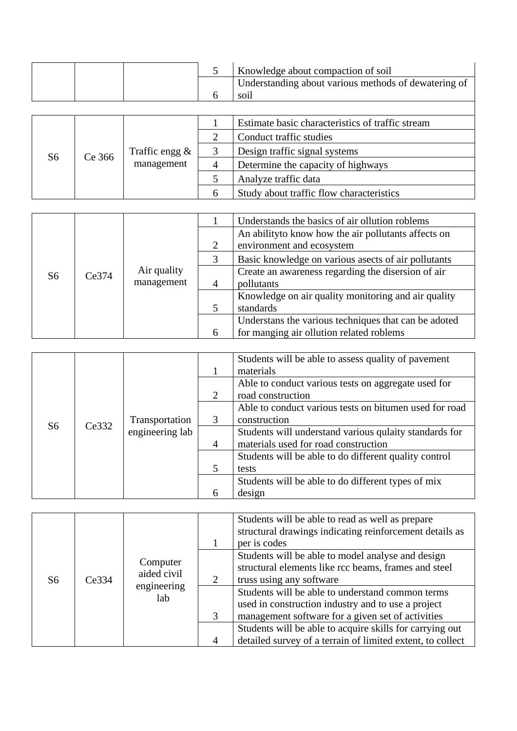| | | | 5 | Knowledge about compaction of soil |
|---|---|---|---|---|
| | | | 6 | Understanding about various methods of dewatering of soil |

| | | | | |
|---|---|---|---|---|
| S6 | Ce 366 | Traffic engg & management | 1 | Estimate basic characteristics of traffic stream |
| | | | 2 | Conduct traffic studies |
| | | | 3 | Design traffic signal systems |
| | | | 4 | Determine the capacity of highways |
| | | | 5 | Analyze traffic data |
| | | | 6 | Study about traffic flow characteristics |

| | | | | |
|---|---|---|---|---|
| S6 | Ce374 | Air quality management | 1 | Understands the basics of air ollution roblems |
| | | | 2 | An abilityto know how the air pollutants affects on environment and ecosystem |
| | | | 3 | Basic knowledge on various asects of air pollutants |
| | | | 4 | Create an awareness regarding the disersion of air pollutants |
| | | | 5 | Knowledge on air quality monitoring and air quality standards |
| | | | 6 | Understans the various techniques that can be adoted for manging air ollution related roblems |

| | | | | |
|---|---|---|---|---|
| S6 | Ce332 | Transportation engineering lab | 1 | Students will be able to assess quality of pavement materials |
| | | | 2 | Able to conduct various tests on aggregate used for road construction |
| | | | 3 | Able to conduct various tests on bitumen used for road construction |
| | | | 4 | Students will understand various qulaity standards for materials used for road construction |
| | | | 5 | Students will be able to do different quality control tests |
| | | | 6 | Students will be able to do different types of mix design |

| | | | | |
|---|---|---|---|---|
| S6 | Ce334 | Computer aided civil engineering lab | 1 | Students will be able to read as well as prepare structural drawings indicating reinforcement details as per is codes |
| | | | 2 | Students will be able to model analyse and design structural elements like rcc beams, frames and steel truss using any software |
| | | | 3 | Students will be able to understand common terms used in construction industry and to use a project management software for a given set of activities |
| | | | 4 | Students will be able to acquire skills for carrying out detailed survey of a terrain of limited extent, to collect |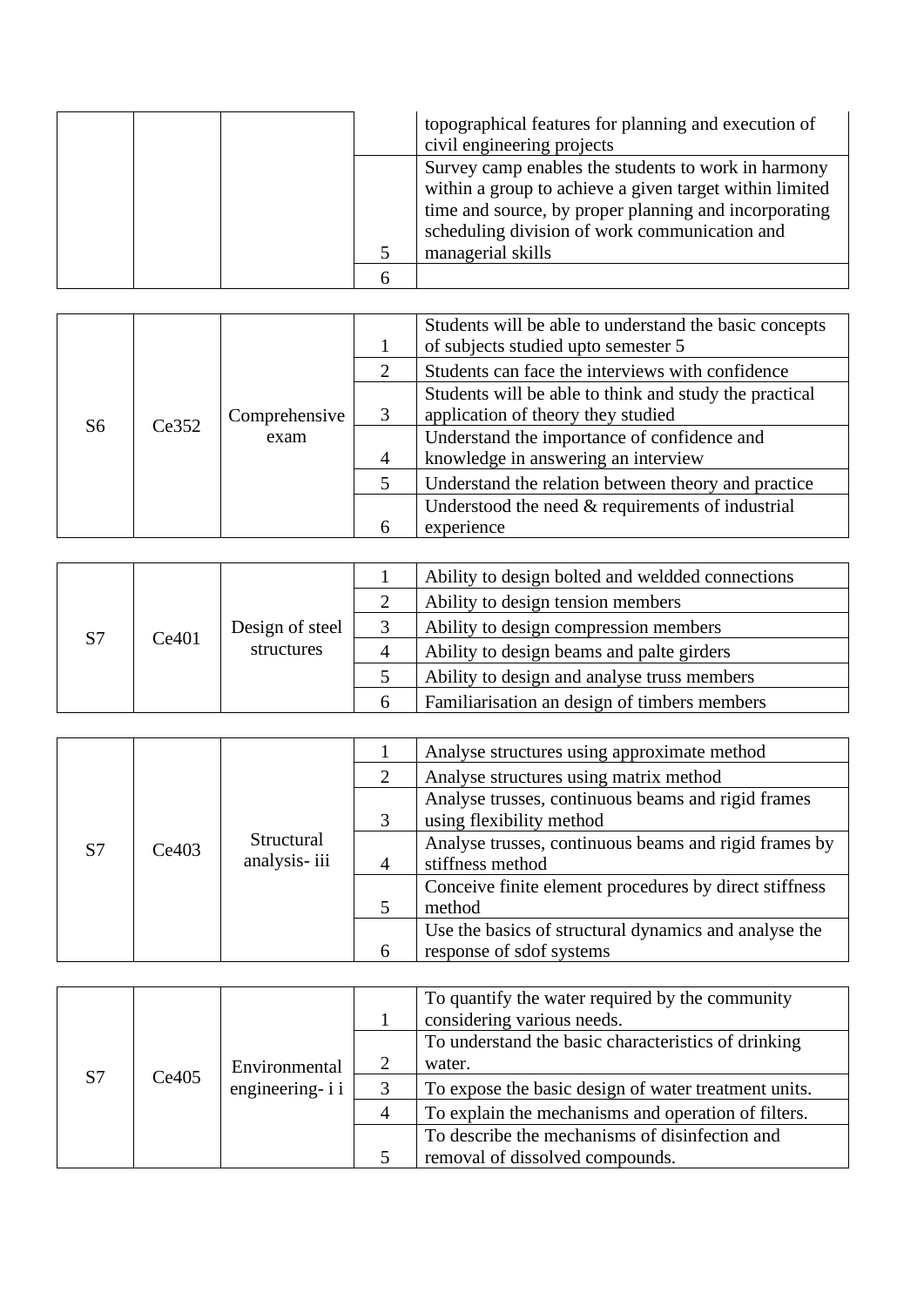| | | | | |
|---|---|---|---|---|
| | | | | topographical features for planning and execution of civil engineering projects |
| | | | 5 | Survey camp enables the students to work in harmony within a group to achieve a given target within limited time and source, by proper planning and incorporating scheduling division of work communication and managerial skills |
| | | | 6 | |

| | | | | |
|---|---|---|---|---|
| S6 | Ce352 | Comprehensive exam | 1 | Students will be able to understand the basic concepts of subjects studied upto semester 5 |
| | | | 2 | Students can face the interviews with confidence |
| | | | 3 | Students will be able to think and study the practical application of theory they studied |
| | | | 4 | Understand the importance of confidence and knowledge in answering an interview |
| | | | 5 | Understand the relation between theory and practice |
| | | | 6 | Understood the need & requirements of industrial experience |

| | | | | |
|---|---|---|---|---|
| S7 | Ce401 | Design of steel structures | 1 | Ability to design bolted and weldded connections |
| | | | 2 | Ability to design tension members |
| | | | 3 | Ability to design compression members |
| | | | 4 | Ability to design beams and palte girders |
| | | | 5 | Ability to design and analyse truss members |
| | | | 6 | Familiarisation an design of timbers members |

| | | | | |
|---|---|---|---|---|
| S7 | Ce403 | Structural analysis- iii | 1 | Analyse structures using approximate method |
| | | | 2 | Analyse structures using matrix method |
| | | | 3 | Analyse trusses, continuous beams and rigid frames using flexibility method |
| | | | 4 | Analyse trusses, continuous beams and rigid frames by stiffness method |
| | | | 5 | Conceive finite element procedures by direct stiffness method |
| | | | 6 | Use the basics of structural dynamics and analyse the response of sdof systems |

| | | | | |
|---|---|---|---|---|
| S7 | Ce405 | Environmental engineering- i i | 1 | To quantify the water required by the community considering various needs. |
| | | | 2 | To understand the basic characteristics of drinking water. |
| | | | 3 | To expose the basic design of water treatment units. |
| | | | 4 | To explain the mechanisms and operation of filters. |
| | | | 5 | To describe the mechanisms of disinfection and removal of dissolved compounds. |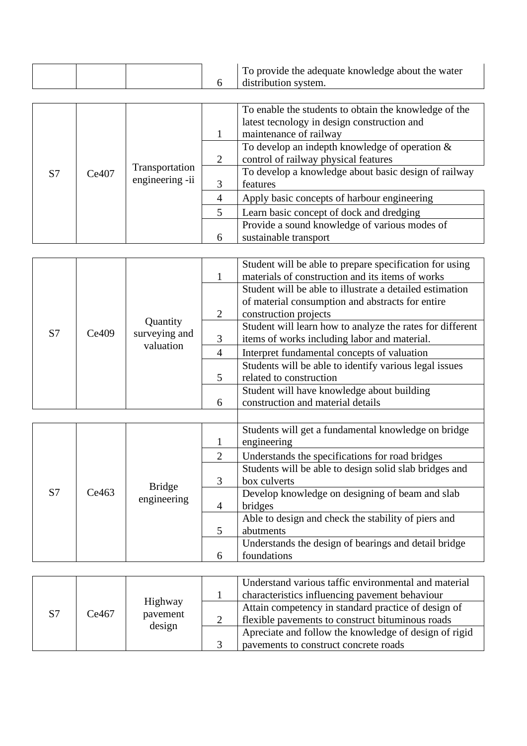| | | | 6 | To provide the adequate knowledge about the water distribution system. |
|---|---|---|---|---|

| S7 | Ce407 | Transportation engineering -ii | 1 | To enable the students to obtain the knowledge of the latest tecnology in design construction and maintenance of railway |
|---|---|---|---|---|
| | | | 2 | To develop an indepth knowledge of operation & control of railway physical features |
| | | | 3 | To develop a knowledge about basic design of railway features |
| | | | 4 | Apply basic concepts of harbour engineering |
| | | | 5 | Learn basic concept of dock and dredging |
| | | | 6 | Provide a sound knowledge of various modes of sustainable transport |

| S7 | Ce409 | Quantity surveying and valuation | 1 | Student will be able to prepare specification for using materials of construction and its items of works |
|---|---|---|---|---|
| | | | 2 | Student will be able to illustrate a detailed estimation of material consumption and abstracts for entire construction projects |
| | | | 3 | Student will learn how to analyze the rates for different items of works including labor and material. |
| | | | 4 | Interpret fundamental concepts of valuation |
| | | | 5 | Students will be able to identify various legal issues related to construction |
| | | | 6 | Student will have knowledge about building construction and material details |

| S7 | Ce463 | Bridge engineering | 1 | Students will get a fundamental knowledge on bridge engineering |
|---|---|---|---|---|
| | | | 2 | Understands the specifications for road bridges |
| | | | 3 | Students will be able to design solid slab bridges and box culverts |
| | | | 4 | Develop knowledge on designing of beam and slab bridges |
| | | | 5 | Able to design and check the stability of piers and abutments |
| | | | 6 | Understands the design of bearings and detail bridge foundations |

| S7 | Ce467 | Highway pavement design | 1 | Understand various taffic environmental and material characteristics influencing pavement behaviour |
|---|---|---|---|---|
| | | | 2 | Attain competency in standard practice of design of flexible pavements to construct bituminous roads |
| | | | 3 | Apreciate and follow the knowledge of design of rigid pavements to construct concrete roads |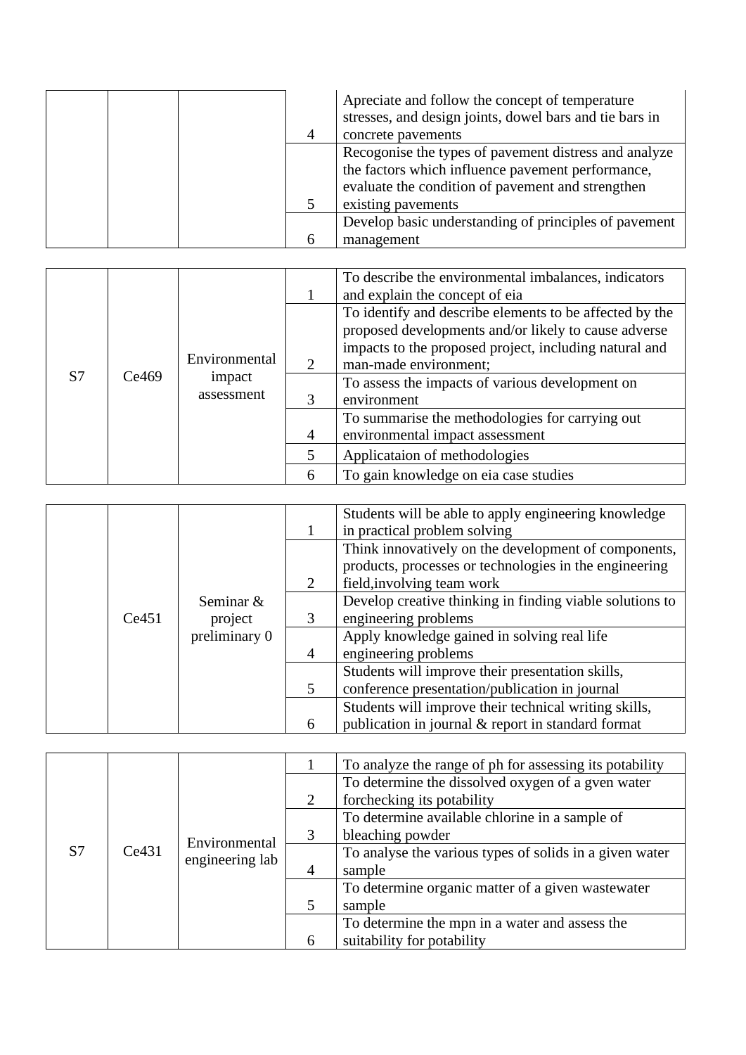| | | | 4 | Apreciate and follow the concept of temperature stresses, and design joints, dowel bars and tie bars in concrete pavements |
|---|---|---|---|---|
| | | | 5 | Recogonise the types of pavement distress and analyze the factors which influence pavement performance, evaluate the condition of pavement and strengthen existing pavements |
| | | | 6 | Develop basic understanding of principles of pavement management |

| S7 | Ce469 | Environmental impact assessment | 1 | To describe the environmental imbalances, indicators and explain the concept of eia |
|---|---|---|---|---|
| | | | 2 | To identify and describe elements to be affected by the proposed developments and/or likely to cause adverse impacts to the proposed project, including natural and man-made environment; |
| | | | 3 | To assess the impacts of various development on environment |
| | | | 4 | To summarise the methodologies for carrying out environmental impact assessment |
| | | | 5 | Applicataion of methodologies |
| | | | 6 | To gain knowledge on eia case studies |

| | Ce451 | Seminar & project preliminary 0 | 1 | Students will be able to apply engineering knowledge in practical problem solving |
|---|---|---|---|---|
| | | | 2 | Think innovatively on the development of components, products, processes or technologies in the engineering field,involving team work |
| | | | 3 | Develop creative thinking in finding viable solutions to engineering problems |
| | | | 4 | Apply knowledge gained in solving real life engineering problems |
| | | | 5 | Students will improve their presentation skills, conference presentation/publication in journal |
| | | | 6 | Students will improve their technical writing skills, publication in journal & report in standard format |

| S7 | Ce431 | Environmental engineering lab | 1 | To analyze the range of ph for assessing its potability |
|---|---|---|---|---|
| | | | 2 | To determine the dissolved oxygen of a gven water forchecking its potability |
| | | | 3 | To determine available chlorine in a sample of bleaching powder |
| | | | 4 | To analyse the various types of solids in a given water sample |
| | | | 5 | To determine organic matter of a given wastewater sample |
| | | | 6 | To determine the mpn in a water and assess the suitability for potability |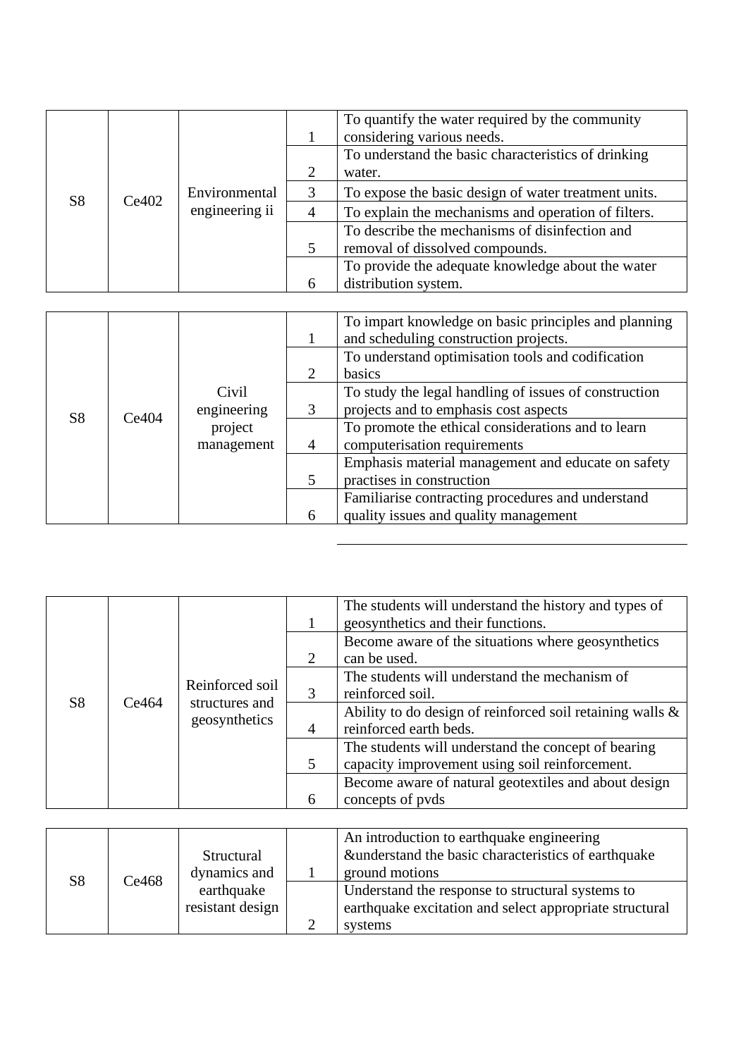| S8 | Ce402 | Environmental engineering ii | 1 | To quantify the water required by the community considering various needs. |
|---|---|---|---|---|
| | | | 2 | To understand the basic characteristics of drinking water. |
| | | | 3 | To expose the basic design of water treatment units. |
| | | | 4 | To explain the mechanisms and operation of filters. |
| | | | 5 | To describe the mechanisms of disinfection and removal of dissolved compounds. |
| | | | 6 | To provide the adequate knowledge about the water distribution system. |

| S8 | Ce404 | Civil engineering project management | 1 | To impart knowledge on basic principles and planning and scheduling construction projects. |
|---|---|---|---|---|
| | | | 2 | To understand optimisation tools and codification basics |
| | | | 3 | To study the legal handling of issues of construction projects and to emphasis cost aspects |
| | | | 4 | To promote the ethical considerations and to learn computerisation requirements |
| | | | 5 | Emphasis material management and educate on safety practises in construction |
| | | | 6 | Familiarise contracting procedures and understand quality issues and quality management |

| S8 | Ce464 | Reinforced soil structures and geosynthetics | 1 | The students will understand the history and types of geosynthetics and their functions. |
|---|---|---|---|---|
| | | | 2 | Become aware of the situations where geosynthetics can be used. |
| | | | 3 | The students will understand the mechanism of reinforced soil. |
| | | | 4 | Ability to do design of reinforced soil retaining walls & reinforced earth beds. |
| | | | 5 | The students will understand the concept of bearing capacity improvement using soil reinforcement. |
| | | | 6 | Become aware of natural geotextiles and about design concepts of pvds |

| S8 | Ce468 | Structural dynamics and earthquake resistant design | 1 | An introduction to earthquake engineering &understand the basic characteristics of earthquake ground motions |
|---|---|---|---|---|
| | | | 2 | Understand the response to structural systems to earthquake excitation and select appropriate structural systems |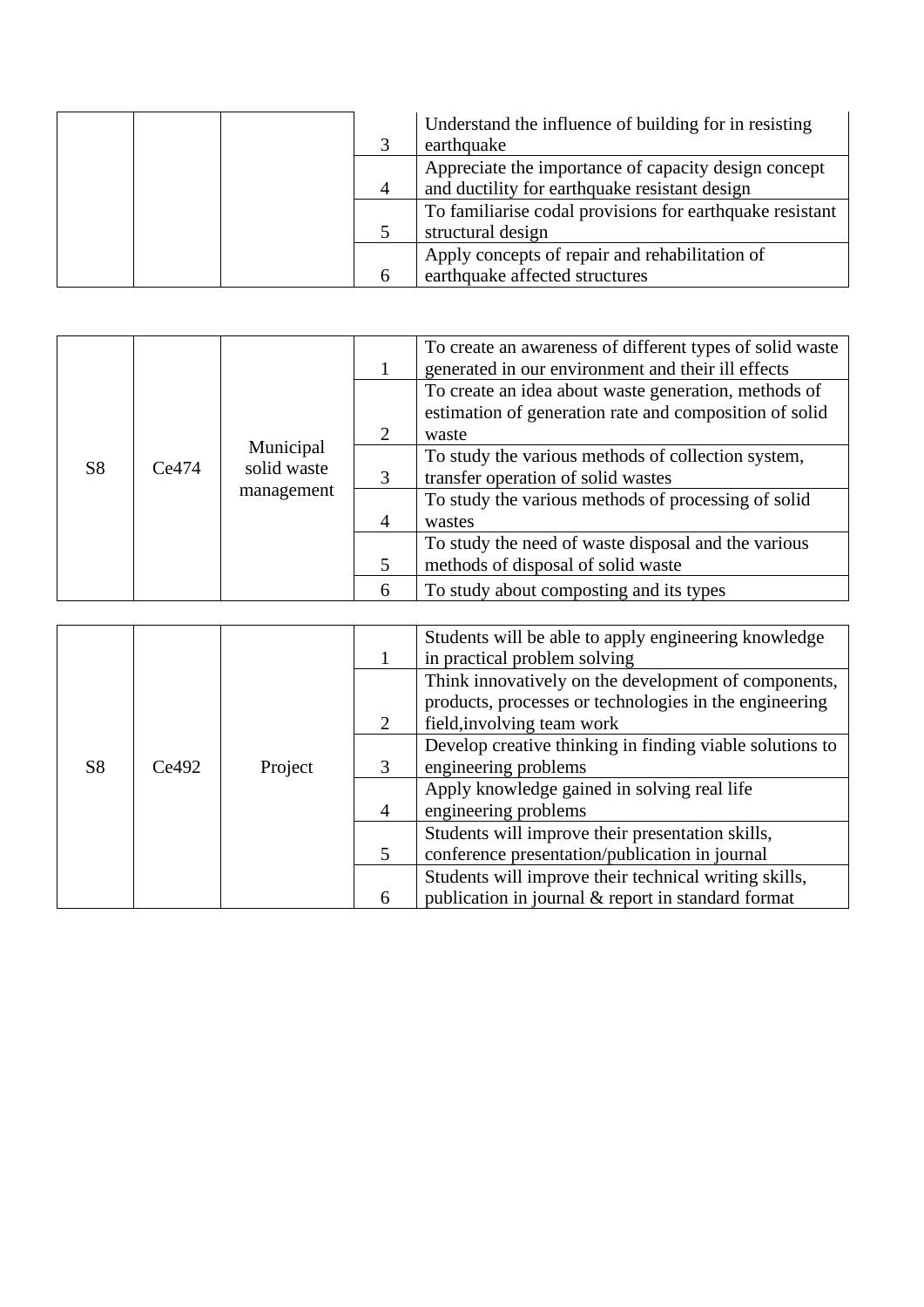| | | | | |
|---|---|---|---|---|
| | | | 3 | Understand the influence of building for in resisting earthquake |
| | | | 4 | Appreciate the importance of capacity design concept and ductility for earthquake resistant design |
| | | | 5 | To familiarise codal provisions for earthquake resistant structural design |
| | | | 6 | Apply concepts of repair and rehabilitation of earthquake affected structures |

| | | | | |
|---|---|---|---|---|
| S8 | Ce474 | Municipal solid waste management | 1 | To create an awareness of different types of solid waste generated in our environment and their ill effects |
| | | | 2 | To create an idea about waste generation, methods of estimation of generation rate and composition of solid waste |
| | | | 3 | To study the various methods of collection system, transfer operation of solid wastes |
| | | | 4 | To study the various methods of processing of solid wastes |
| | | | 5 | To study the need of waste disposal and the various methods of disposal of solid waste |
| | | | 6 | To study about composting and its types |

| | | | | |
|---|---|---|---|---|
| S8 | Ce492 | Project | 1 | Students will be able to apply engineering knowledge in practical problem solving |
| | | | 2 | Think innovatively on the development of components, products, processes or technologies in the engineering field,involving team work |
| | | | 3 | Develop creative thinking in finding viable solutions to engineering problems |
| | | | 4 | Apply knowledge gained in solving real life engineering problems |
| | | | 5 | Students will improve their presentation skills, conference presentation/publication in journal |
| | | | 6 | Students will improve their technical writing skills, publication in journal & report in standard format |